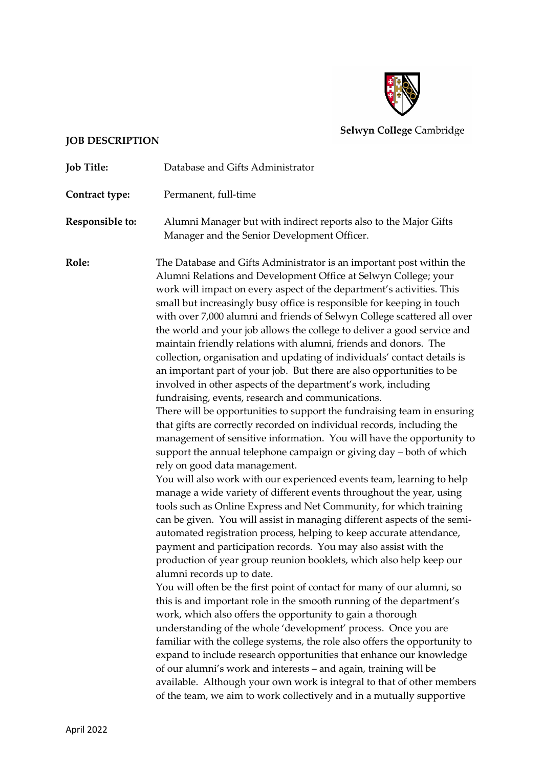Selwyn College Cambridge

**JOB DESCRIPTION**

**Job Title:** Database and Gifts Administrator

**Contract type:** Permanent, full-time

**Responsible to:** Alumni Manager but with indirect reports also to the Major Gifts Manager and the Senior Development Officer.

**Role:** The Database and Gifts Administrator is an important post within the Alumni Relations and Development Office at Selwyn College; your work will impact on every aspect of the department's activities. This small but increasingly busy office is responsible for keeping in touch with over 7,000 alumni and friends of Selwyn College scattered all over the world and your job allows the college to deliver a good service and maintain friendly relations with alumni, friends and donors. The collection, organisation and updating of individuals' contact details is an important part of your job. But there are also opportunities to be involved in other aspects of the department's work, including fundraising, events, research and communications.

There will be opportunities to support the fundraising team in ensuring that gifts are correctly recorded on individual records, including the management of sensitive information. You will have the opportunity to support the annual telephone campaign or giving day – both of which rely on good data management.

You will also work with our experienced events team, learning to help manage a wide variety of different events throughout the year, using tools such as Online Express and Net Community, for which training can be given. You will assist in managing different aspects of the semi-automated registration process, helping to keep accurate attendance, payment and participation records. You may also assist with the production of year group reunion booklets, which also help keep our alumni records up to date.

You will often be the first point of contact for many of our alumni, so this is and important role in the smooth running of the department's work, which also offers the opportunity to gain a thorough understanding of the whole 'development' process. Once you are familiar with the college systems, the role also offers the opportunity to expand to include research opportunities that enhance our knowledge of our alumni's work and interests – and again, training will be available. Although your own work is integral to that of other members of the team, we aim to work collectively and in a mutually supportive

April 2022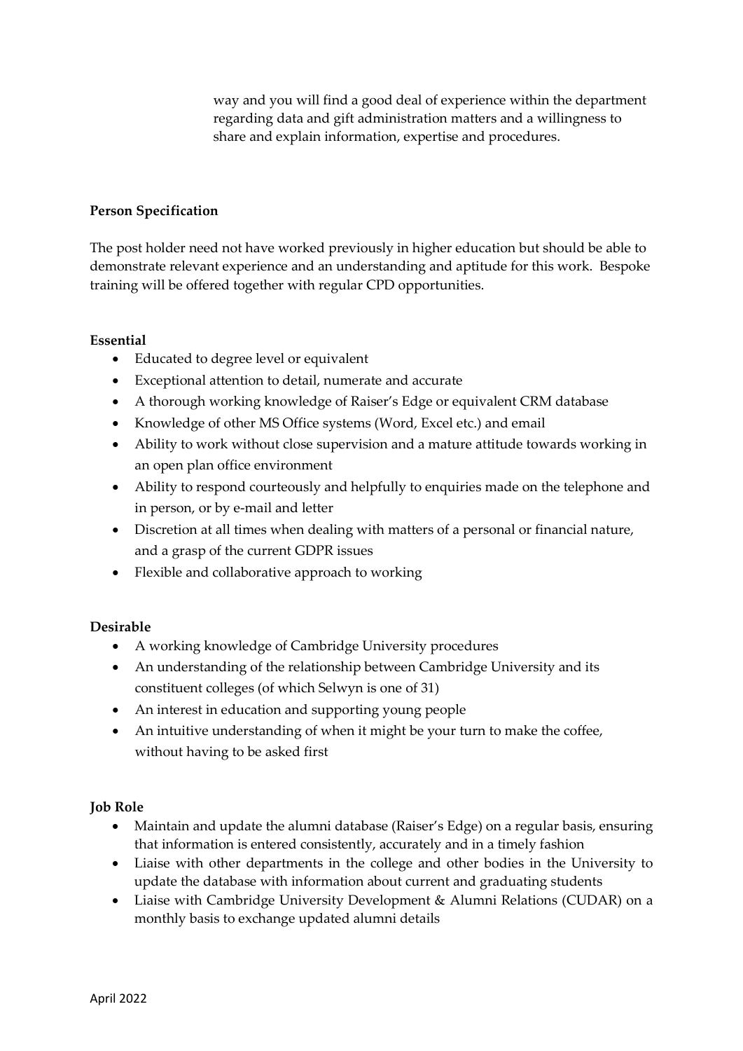way and you will find a good deal of experience within the department regarding data and gift administration matters and a willingness to share and explain information, expertise and procedures.

**Person Specification**

The post holder need not have worked previously in higher education but should be able to demonstrate relevant experience and an understanding and aptitude for this work. Bespoke training will be offered together with regular CPD opportunities.

**Essential**

- Educated to degree level or equivalent
- Exceptional attention to detail, numerate and accurate
- A thorough working knowledge of Raiser's Edge or equivalent CRM database
- Knowledge of other MS Office systems (Word, Excel etc.) and email
- Ability to work without close supervision and a mature attitude towards working in an open plan office environment
- Ability to respond courteously and helpfully to enquiries made on the telephone and in person, or by e-mail and letter
- Discretion at all times when dealing with matters of a personal or financial nature, and a grasp of the current GDPR issues
- Flexible and collaborative approach to working

**Desirable**

- A working knowledge of Cambridge University procedures
- An understanding of the relationship between Cambridge University and its constituent colleges (of which Selwyn is one of 31)
- An interest in education and supporting young people
- An intuitive understanding of when it might be your turn to make the coffee, without having to be asked first

**Job Role**

- Maintain and update the alumni database (Raiser's Edge) on a regular basis, ensuring that information is entered consistently, accurately and in a timely fashion
- Liaise with other departments in the college and other bodies in the University to update the database with information about current and graduating students
- Liaise with Cambridge University Development & Alumni Relations (CUDAR) on a monthly basis to exchange updated alumni details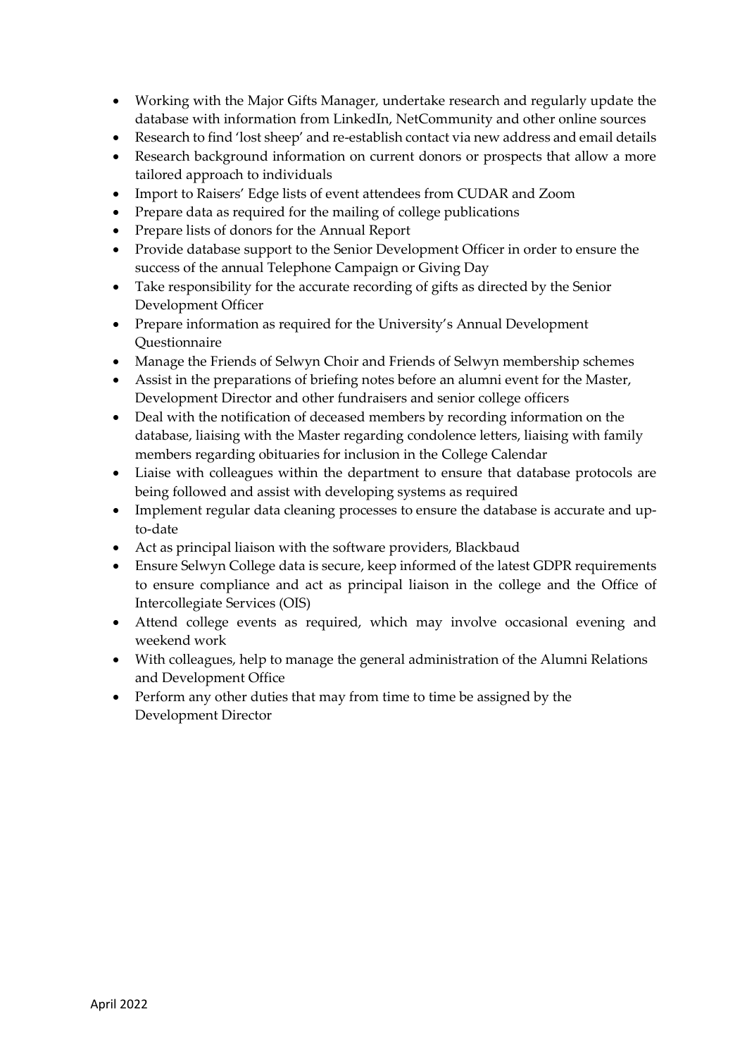- Working with the Major Gifts Manager, undertake research and regularly update the database with information from LinkedIn, NetCommunity and other online sources
- Research to find 'lost sheep' and re-establish contact via new address and email details
- Research background information on current donors or prospects that allow a more tailored approach to individuals
- Import to Raisers' Edge lists of event attendees from CUDAR and Zoom
- Prepare data as required for the mailing of college publications
- Prepare lists of donors for the Annual Report
- Provide database support to the Senior Development Officer in order to ensure the success of the annual Telephone Campaign or Giving Day
- Take responsibility for the accurate recording of gifts as directed by the Senior Development Officer
- Prepare information as required for the University's Annual Development Questionnaire
- Manage the Friends of Selwyn Choir and Friends of Selwyn membership schemes
- Assist in the preparations of briefing notes before an alumni event for the Master, Development Director and other fundraisers and senior college officers
- Deal with the notification of deceased members by recording information on the database, liaising with the Master regarding condolence letters, liaising with family members regarding obituaries for inclusion in the College Calendar
- Liaise with colleagues within the department to ensure that database protocols are being followed and assist with developing systems as required
- Implement regular data cleaning processes to ensure the database is accurate and up-to-date
- Act as principal liaison with the software providers, Blackbaud
- Ensure Selwyn College data is secure, keep informed of the latest GDPR requirements to ensure compliance and act as principal liaison in the college and the Office of Intercollegiate Services (OIS)
- Attend college events as required, which may involve occasional evening and weekend work
- With colleagues, help to manage the general administration of the Alumni Relations and Development Office
- Perform any other duties that may from time to time be assigned by the Development Director

April 2022